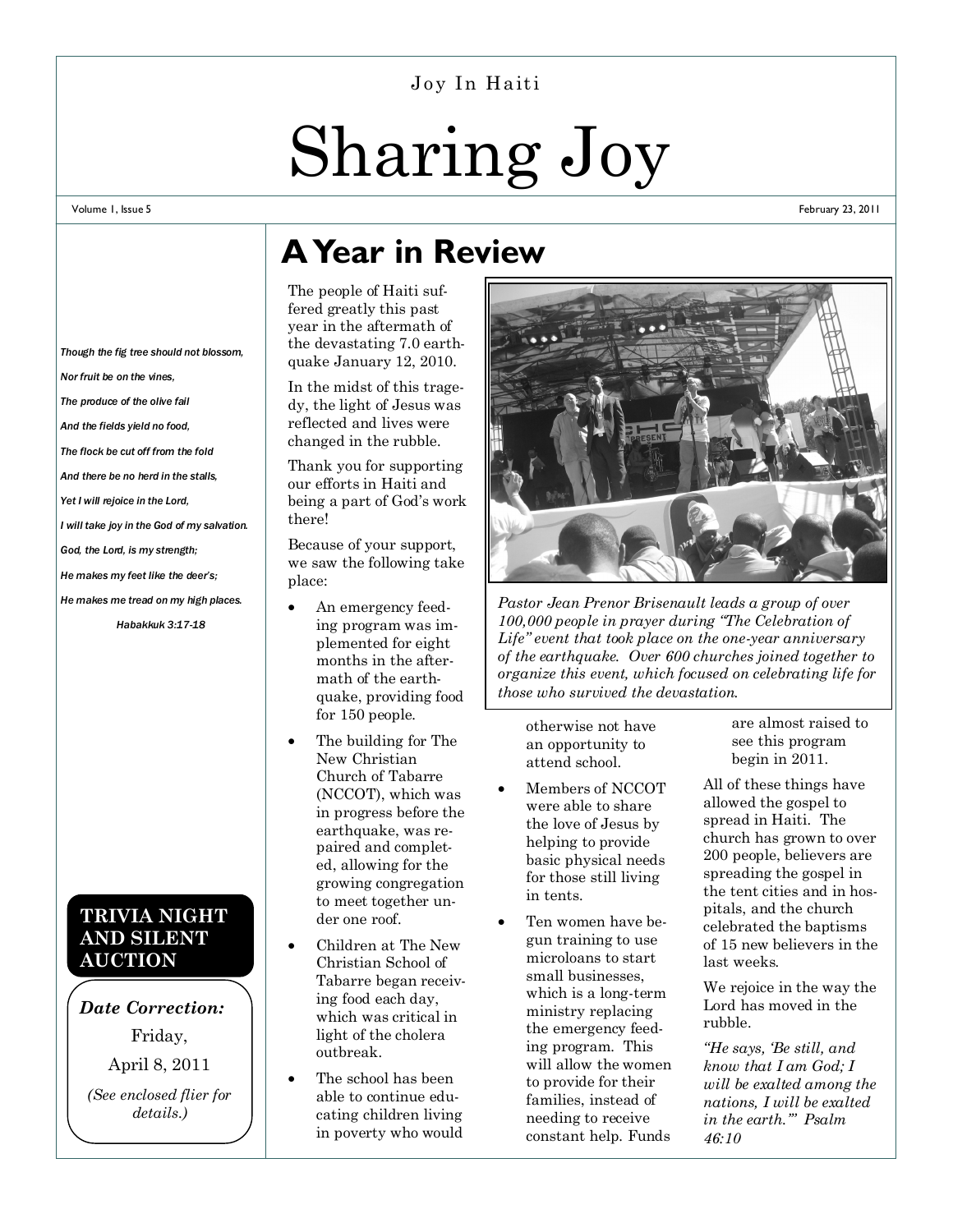Joy In Haiti

# Sharing Joy

Volume 1, Issue 5 — February 23, 2011

*Though the fig tree should not blossom,*

*Nor fruit be on the vines,*

*The produce of the olive fail*

*And the fields yield no food,*

*The flock be cut off from the fold*

*And there be no herd in the stalls,*

*Yet I will rejoice in the Lord,*

*I will take joy in the God of my salvation.*

*God, the Lord, is my strength;*

*He makes my feet like the deer's;*

*He makes me tread on my high places.*

*Habakkuk 3:17-18*

**TRIVIA NIGHT AND SILENT AUCTION**

***Date Correction:***

Friday,

April 8, 2011

*(See enclosed flier for details.)*

## A Year in Review

The people of Haiti suffered greatly this past year in the aftermath of the devastating 7.0 earthquake January 12, 2010.

In the midst of this tragedy, the light of Jesus was reflected and lives were changed in the rubble.

Thank you for supporting our efforts in Haiti and being a part of God's work there!

Because of your support, we saw the following take place:

- An emergency feeding program was implemented for eight months in the aftermath of the earthquake, providing food for 150 people.
- The building for The New Christian Church of Tabarre (NCCOT), which was in progress before the earthquake, was repaired and completed, allowing for the growing congregation to meet together under one roof.
- Children at The New Christian School of Tabarre began receiving food each day, which was critical in light of the cholera outbreak.
- The school has been able to continue educating children living in poverty who would otherwise not have an opportunity to attend school.
- Members of NCCOT were able to share the love of Jesus by helping to provide basic physical needs for those still living in tents.
- Ten women have begun training to use microloans to start small businesses, which is a long-term ministry replacing the emergency feeding program. This will allow the women to provide for their families, instead of needing to receive constant help. Funds are almost raised to see this program begin in 2011.

*Pastor Jean Prenor Brisenault leads a group of over 100,000 people in prayer during "The Celebration of Life" event that took place on the one-year anniversary of the earthquake. Over 600 churches joined together to organize this event, which focused on celebrating life for those who survived the devastation.*

All of these things have allowed the gospel to spread in Haiti. The church has grown to over 200 people, believers are spreading the gospel in the tent cities and in hospitals, and the church celebrated the baptisms of 15 new believers in the last weeks.

We rejoice in the way the Lord has moved in the rubble.

*"He says, 'Be still, and know that I am God; I will be exalted among the nations, I will be exalted in the earth.'" Psalm 46:10*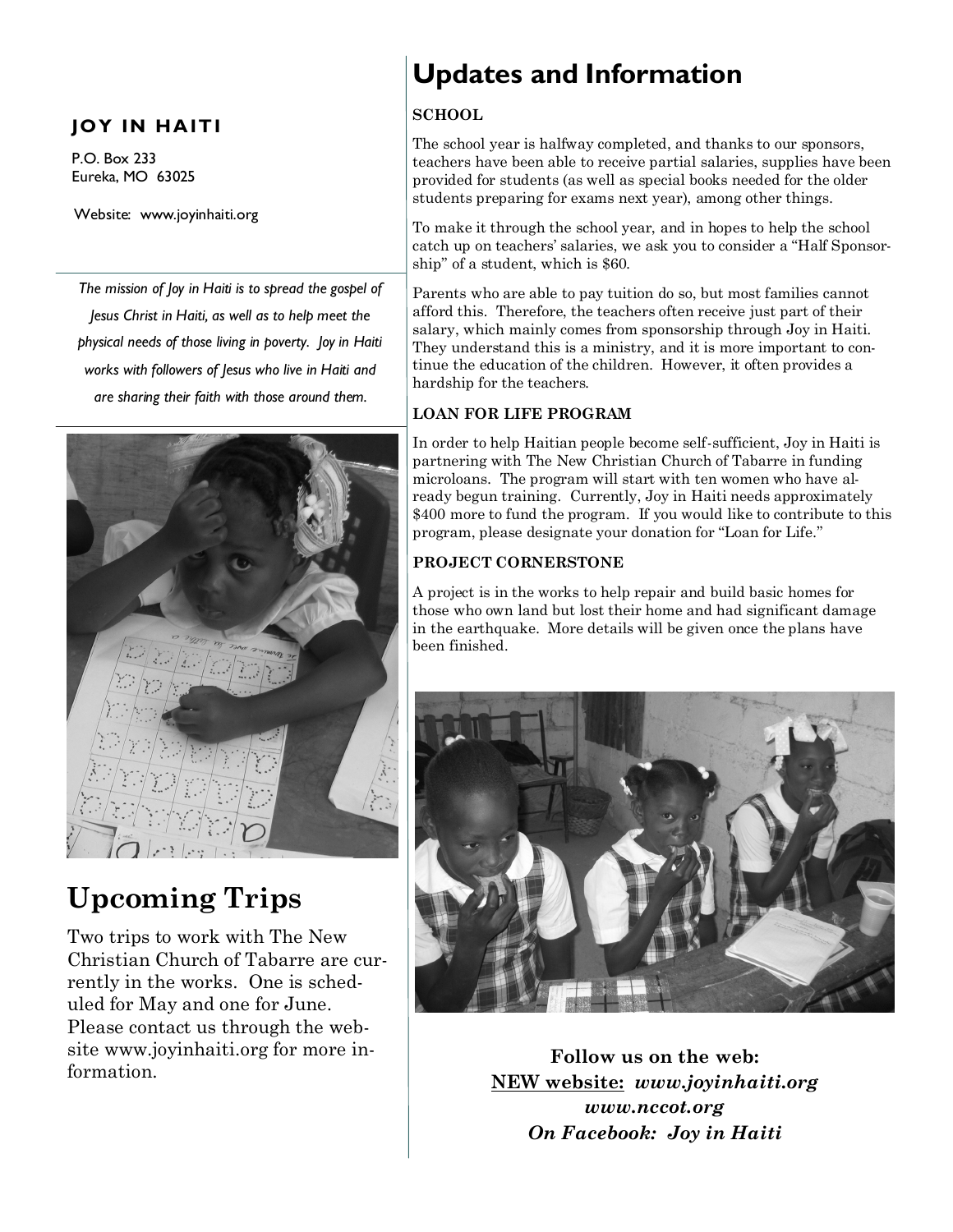**JOY IN HAITI**

P.O. Box 233
Eureka, MO 63025

Website: www.joyinhaiti.org

*The mission of Joy in Haiti is to spread the gospel of Jesus Christ in Haiti, as well as to help meet the physical needs of those living in poverty. Joy in Haiti works with followers of Jesus who live in Haiti and are sharing their faith with those around them.*

# Upcoming Trips

Two trips to work with The New Christian Church of Tabarre are currently in the works. One is scheduled for May and one for June. Please contact us through the website www.joyinhaiti.org for more information.

# Updates and Information

**SCHOOL**

The school year is halfway completed, and thanks to our sponsors, teachers have been able to receive partial salaries, supplies have been provided for students (as well as special books needed for the older students preparing for exams next year), among other things.

To make it through the school year, and in hopes to help the school catch up on teachers' salaries, we ask you to consider a "Half Sponsorship" of a student, which is $60.

Parents who are able to pay tuition do so, but most families cannot afford this. Therefore, the teachers often receive just part of their salary, which mainly comes from sponsorship through Joy in Haiti. They understand this is a ministry, and it is more important to continue the education of the children. However, it often provides a hardship for the teachers.

**LOAN FOR LIFE PROGRAM**

In order to help Haitian people become self-sufficient, Joy in Haiti is partnering with The New Christian Church of Tabarre in funding microloans. The program will start with ten women who have already begun training. Currently, Joy in Haiti needs approximately $400 more to fund the program. If you would like to contribute to this program, please designate your donation for "Loan for Life."

**PROJECT CORNERSTONE**

A project is in the works to help repair and build basic homes for those who own land but lost their home and had significant damage in the earthquake. More details will be given once the plans have been finished.

**Follow us on the web:**
**NEW website:** ***www.joyinhaiti.org***
***www.nccot.org***
***On Facebook: Joy in Haiti***